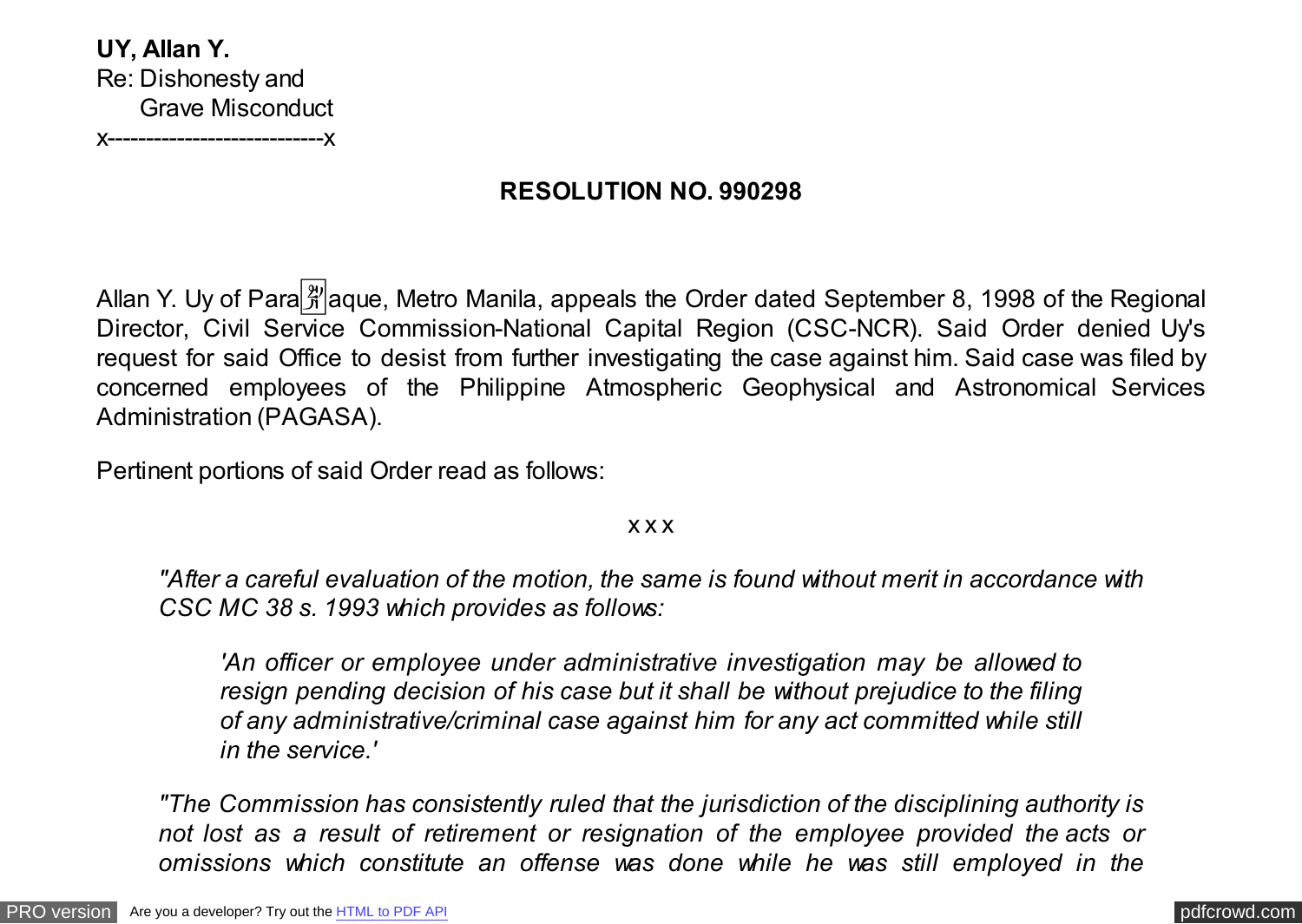**UY, Allan Y.**
Re: Dishonesty and
Grave Misconduct
x----------------------------x

**RESOLUTION NO. 990298**

Allan Y. Uy of Parañaque, Metro Manila, appeals the Order dated September 8, 1998 of the Regional Director, Civil Service Commission-National Capital Region (CSC-NCR). Said Order denied Uy's request for said Office to desist from further investigating the case against him. Said case was filed by concerned employees of the Philippine Atmospheric Geophysical and Astronomical Services Administration (PAGASA).

Pertinent portions of said Order read as follows:

x x x

> *"After a careful evaluation of the motion, the same is found without merit in accordance with CSC MC 38 s. 1993 which provides as follows:*
>
> > *'An officer or employee under administrative investigation may be allowed to resign pending decision of his case but it shall be without prejudice to the filing of any administrative/criminal case against him for any act committed while still in the service.'*
>
> *"The Commission has consistently ruled that the jurisdiction of the disciplining authority is not lost as a result of retirement or resignation of the employee provided the acts or omissions which constitute an offense was done while he was still employed in the*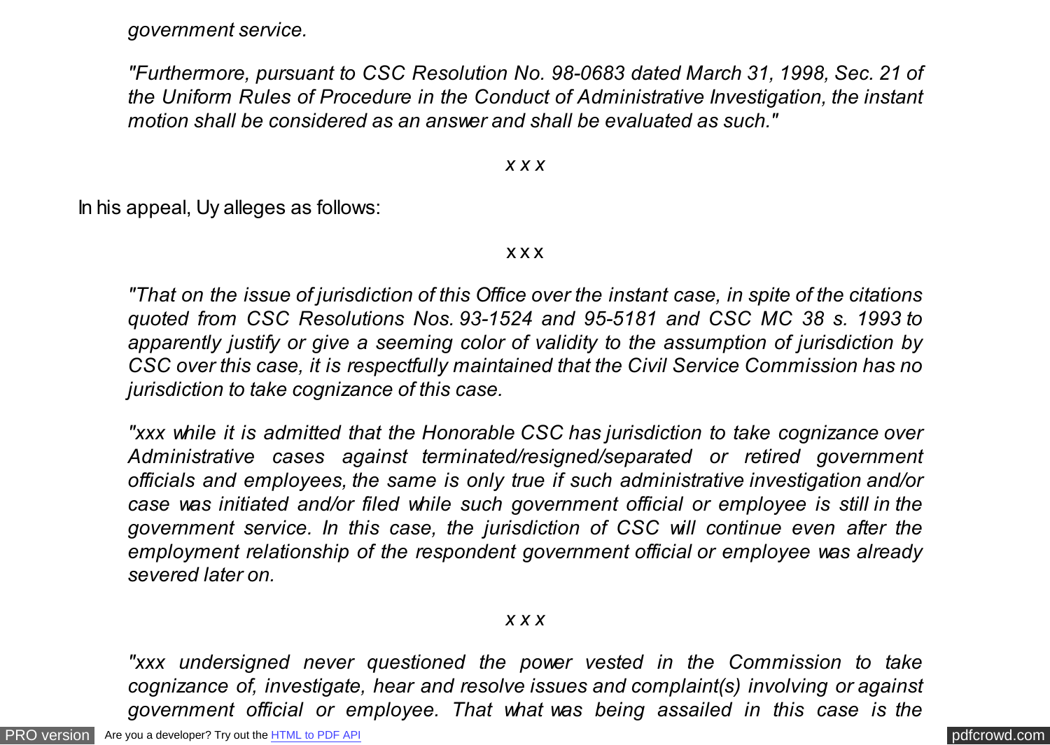*government service.*

*"Furthermore, pursuant to CSC Resolution No. 98-0683 dated March 31, 1998, Sec. 21 of the Uniform Rules of Procedure in the Conduct of Administrative Investigation, the instant motion shall be considered as an answer and shall be evaluated as such."*

*x x x*

In his appeal, Uy alleges as follows:

x x x

*"That on the issue of jurisdiction of this Office over the instant case, in spite of the citations quoted from CSC Resolutions Nos. 93-1524 and 95-5181 and CSC MC 38 s. 1993 to apparently justify or give a seeming color of validity to the assumption of jurisdiction by CSC over this case, it is respectfully maintained that the Civil Service Commission has no jurisdiction to take cognizance of this case.*

*"xxx while it is admitted that the Honorable CSC has jurisdiction to take cognizance over Administrative cases against terminated/resigned/separated or retired government officials and employees, the same is only true if such administrative investigation and/or case was initiated and/or filed while such government official or employee is still in the government service. In this case, the jurisdiction of CSC will continue even after the employment relationship of the respondent government official or employee was already severed later on.*

*x x x*

*"xxx undersigned never questioned the power vested in the Commission to take cognizance of, investigate, hear and resolve issues and complaint(s) involving or against government official or employee. That what was being assailed in this case is the*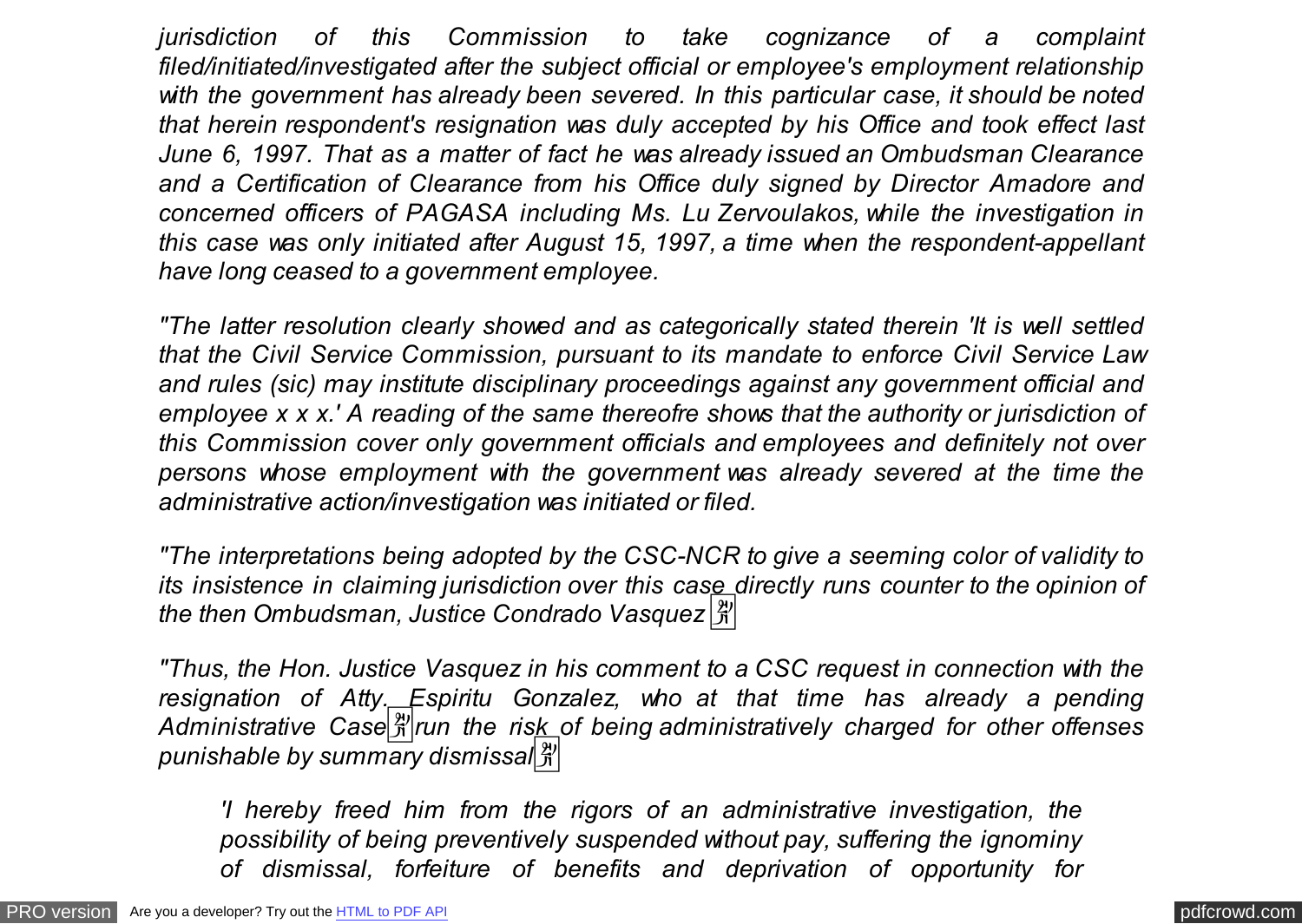*jurisdiction of this Commission to take cognizance of a complaint filed/initiated/investigated after the subject official or employee's employment relationship with the government has already been severed. In this particular case, it should be noted that herein respondent's resignation was duly accepted by his Office and took effect last June 6, 1997. That as a matter of fact he was already issued an Ombudsman Clearance and a Certification of Clearance from his Office duly signed by Director Amadore and concerned officers of PAGASA including Ms. Lu Zervoulakos, while the investigation in this case was only initiated after August 15, 1997, a time when the respondent-appellant have long ceased to a government employee.*

*"The latter resolution clearly showed and as categorically stated therein 'It is well settled that the Civil Service Commission, pursuant to its mandate to enforce Civil Service Law and rules (sic) may institute disciplinary proceedings against any government official and employee x x x.' A reading of the same thereofre shows that the authority or jurisdiction of this Commission cover only government officials and employees and definitely not over persons whose employment with the government was already severed at the time the administrative action/investigation was initiated or filed.*

*"The interpretations being adopted by the CSC-NCR to give a seeming color of validity to its insistence in claiming jurisdiction over this case directly runs counter to the opinion of the then Ombudsman, Justice Condrado Vasquez*

*"Thus, the Hon. Justice Vasquez in his comment to a CSC request in connection with the resignation of Atty. Espiritu Gonzalez, who at that time has already a pending Administrative Case run the risk of being administratively charged for other offenses punishable by summary dismissal*

> *'I hereby freed him from the rigors of an administrative investigation, the possibility of being preventively suspended without pay, suffering the ignominy of dismissal, forfeiture of benefits and deprivation of opportunity for*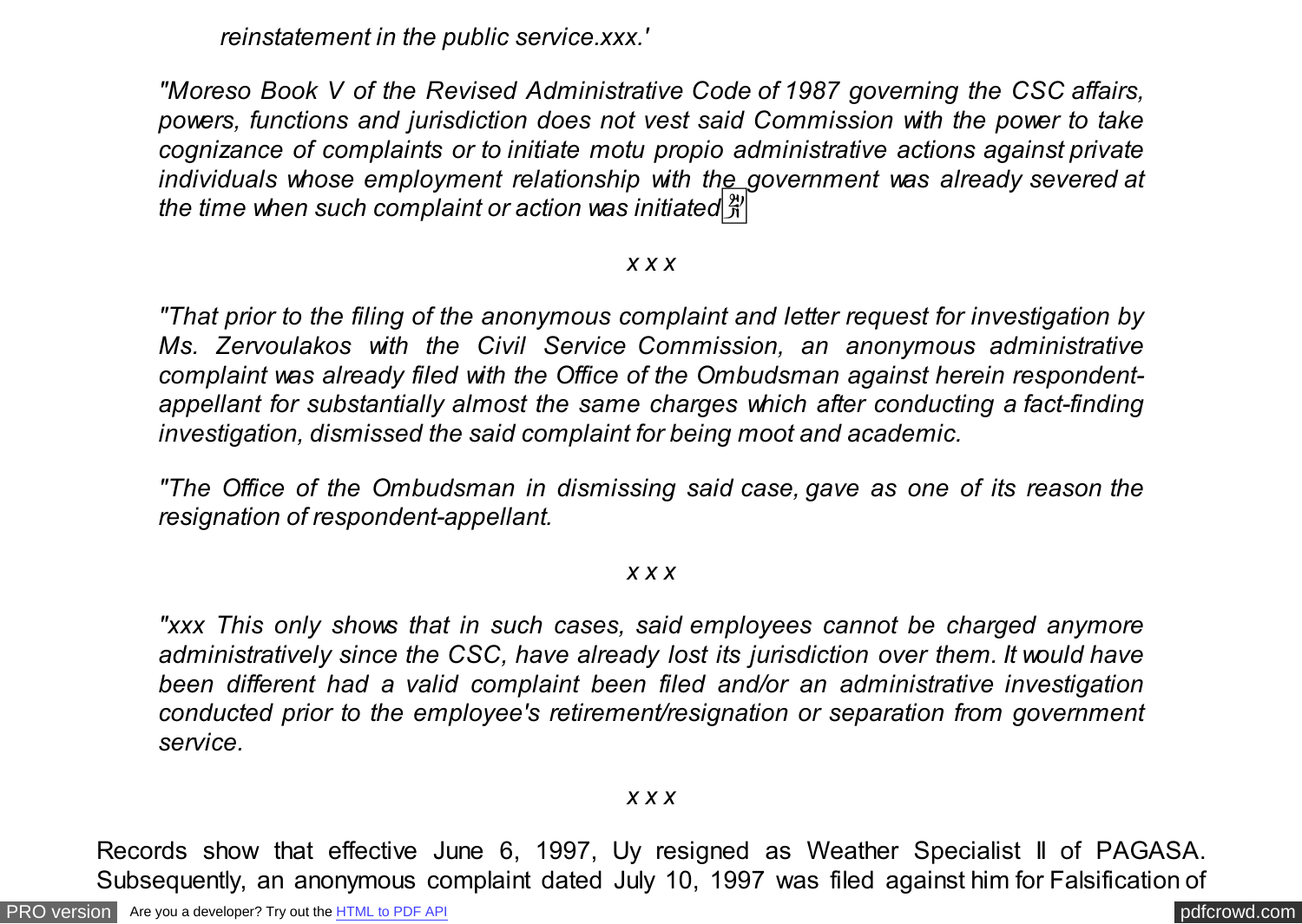*reinstatement in the public service.xxx.'*

*"Moreso Book V of the Revised Administrative Code of 1987 governing the CSC affairs, powers, functions and jurisdiction does not vest said Commission with the power to take cognizance of complaints or to initiate motu propio administrative actions against private individuals whose employment relationship with the government was already severed at the time when such complaint or action was initiated*

*x x x*

*"That prior to the filing of the anonymous complaint and letter request for investigation by Ms. Zervoulakos with the Civil Service Commission, an anonymous administrative complaint was already filed with the Office of the Ombudsman against herein respondent-appellant for substantially almost the same charges which after conducting a fact-finding investigation, dismissed the said complaint for being moot and academic.*

*"The Office of the Ombudsman in dismissing said case, gave as one of its reason the resignation of respondent-appellant.*

*x x x*

*"xxx This only shows that in such cases, said employees cannot be charged anymore administratively since the CSC, have already lost its jurisdiction over them. It would have been different had a valid complaint been filed and/or an administrative investigation conducted prior to the employee's retirement/resignation or separation from government service.*

*x x x*

Records show that effective June 6, 1997, Uy resigned as Weather Specialist II of PAGASA. Subsequently, an anonymous complaint dated July 10, 1997 was filed against him for Falsification of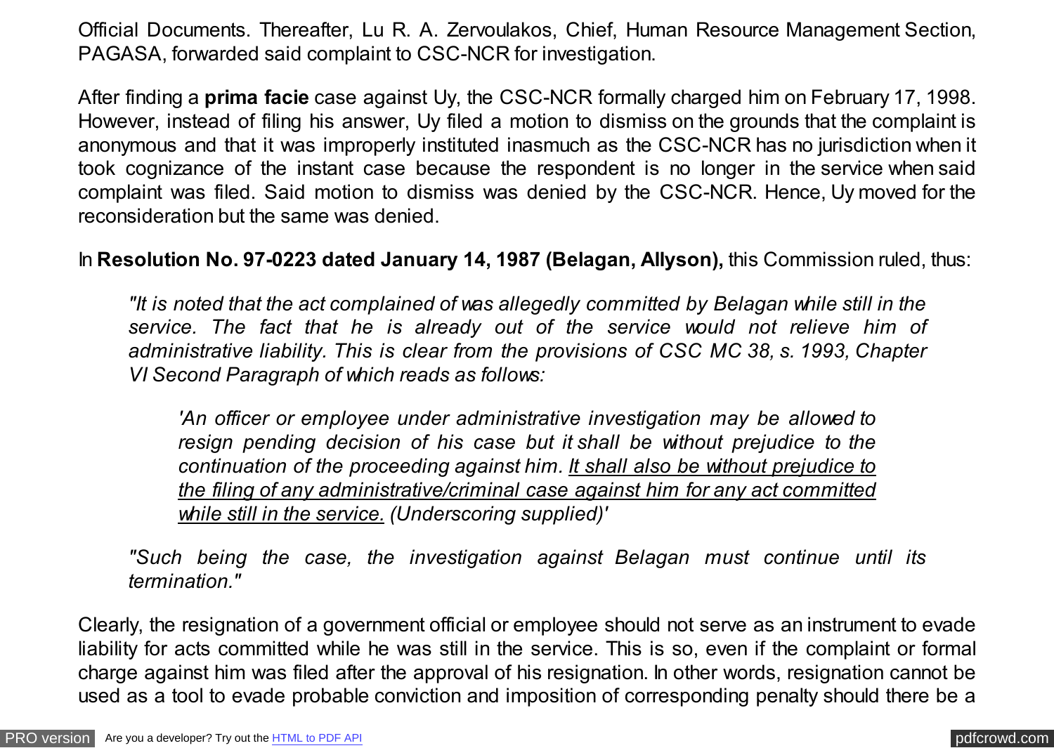Official Documents. Thereafter, Lu R. A. Zervoulakos, Chief, Human Resource Management Section, PAGASA, forwarded said complaint to CSC-NCR for investigation.

After finding a **prima facie** case against Uy, the CSC-NCR formally charged him on February 17, 1998. However, instead of filing his answer, Uy filed a motion to dismiss on the grounds that the complaint is anonymous and that it was improperly instituted inasmuch as the CSC-NCR has no jurisdiction when it took cognizance of the instant case because the respondent is no longer in the service when said complaint was filed. Said motion to dismiss was denied by the CSC-NCR. Hence, Uy moved for the reconsideration but the same was denied.

In **Resolution No. 97-0223 dated January 14, 1987 (Belagan, Allyson),** this Commission ruled, thus:

> *"It is noted that the act complained of was allegedly committed by Belagan while still in the service. The fact that he is already out of the service would not relieve him of administrative liability. This is clear from the provisions of CSC MC 38, s. 1993, Chapter VI Second Paragraph of which reads as follows:*
>
> > *'An officer or employee under administrative investigation may be allowed to resign pending decision of his case but it shall be without prejudice to the continuation of the proceeding against him. <u>It shall also be without prejudice to the filing of any administrative/criminal case against him for any act committed while still in the service.</u> (Underscoring supplied)'*
>
> *"Such being the case, the investigation against Belagan must continue until its termination."*

Clearly, the resignation of a government official or employee should not serve as an instrument to evade liability for acts committed while he was still in the service. This is so, even if the complaint or formal charge against him was filed after the approval of his resignation. In other words, resignation cannot be used as a tool to evade probable conviction and imposition of corresponding penalty should there be a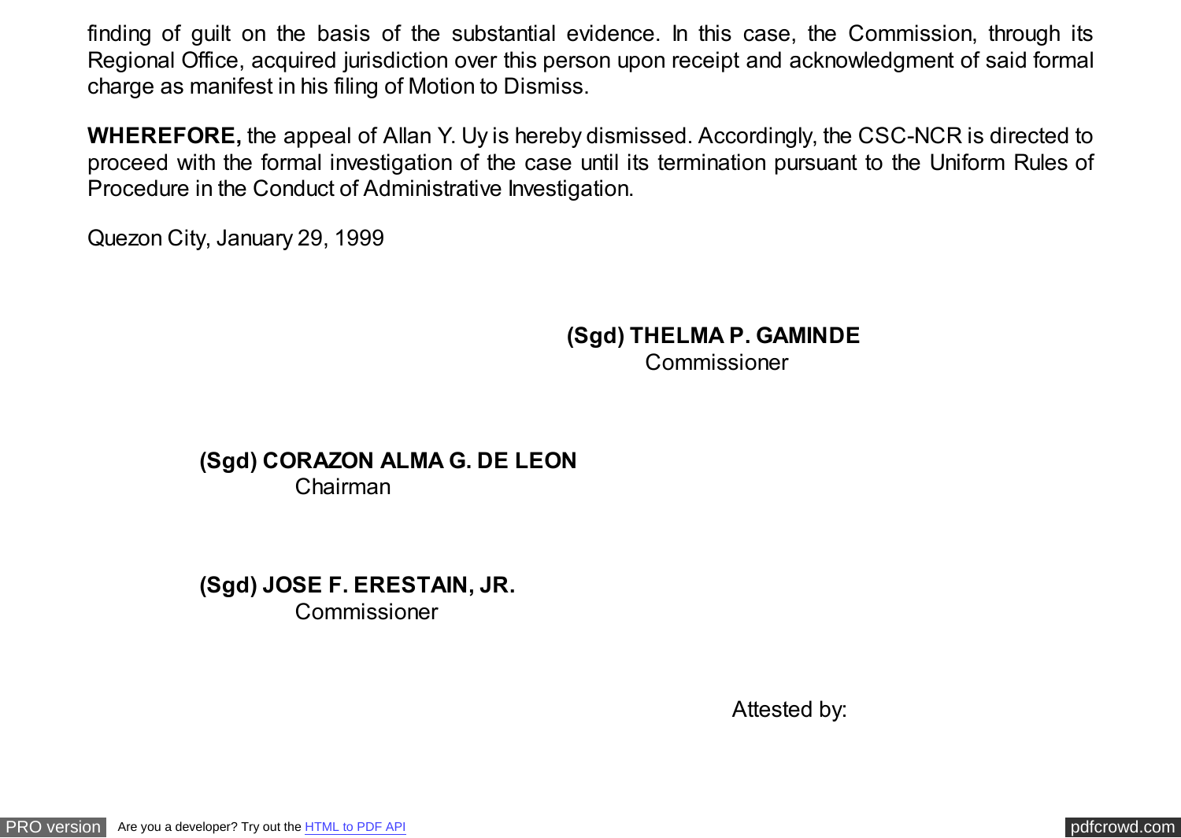finding of guilt on the basis of the substantial evidence. In this case, the Commission, through its Regional Office, acquired jurisdiction over this person upon receipt and acknowledgment of said formal charge as manifest in his filing of Motion to Dismiss.

**WHEREFORE,** the appeal of Allan Y. Uy is hereby dismissed. Accordingly, the CSC-NCR is directed to proceed with the formal investigation of the case until its termination pursuant to the Uniform Rules of Procedure in the Conduct of Administrative Investigation.

Quezon City, January 29, 1999

**(Sgd) THELMA P. GAMINDE**
Commissioner

**(Sgd) CORAZON ALMA G. DE LEON**
Chairman

**(Sgd) JOSE F. ERESTAIN, JR.**
Commissioner

Attested by: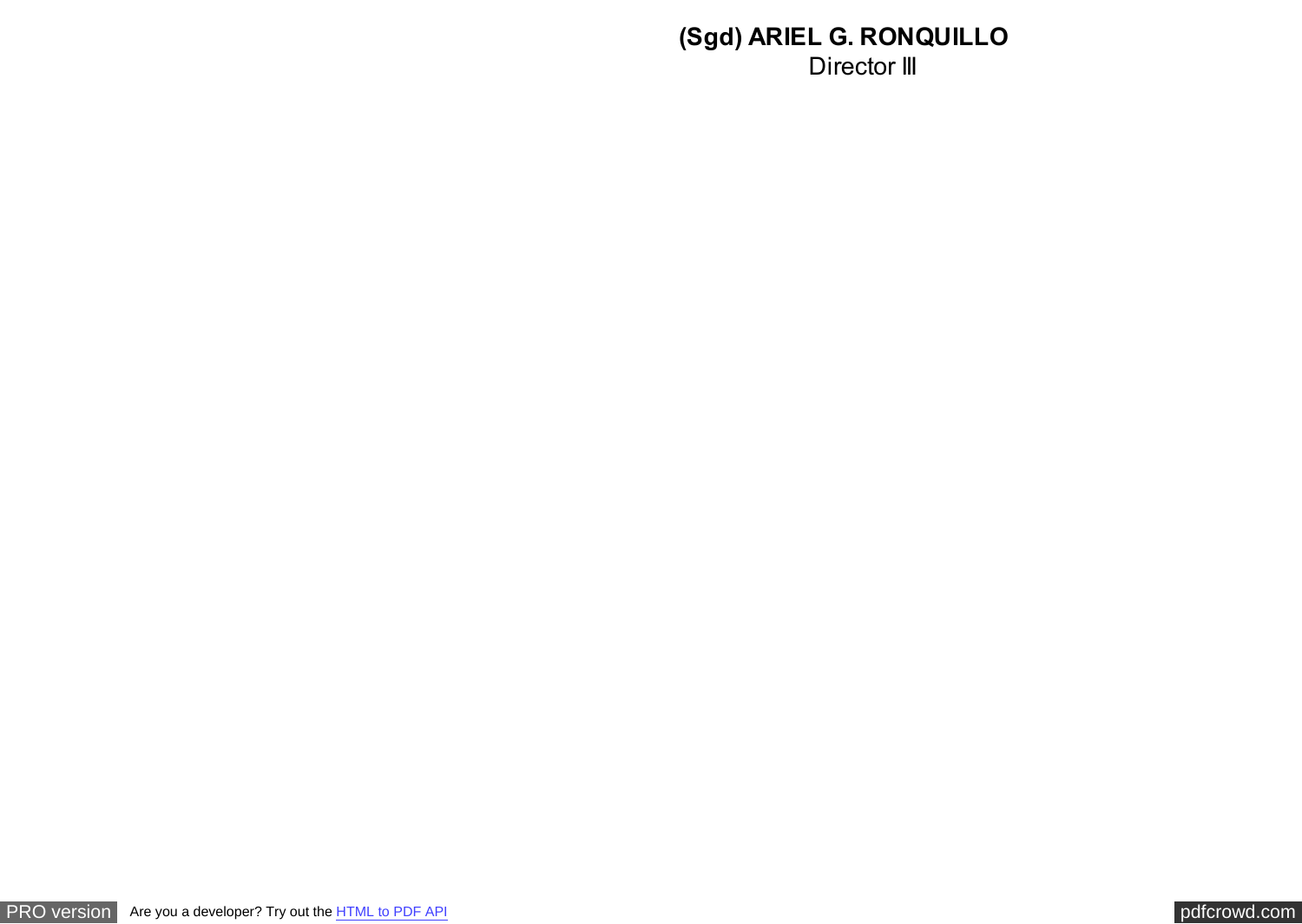**(Sgd) ARIEL G. RONQUILLO**
Director III